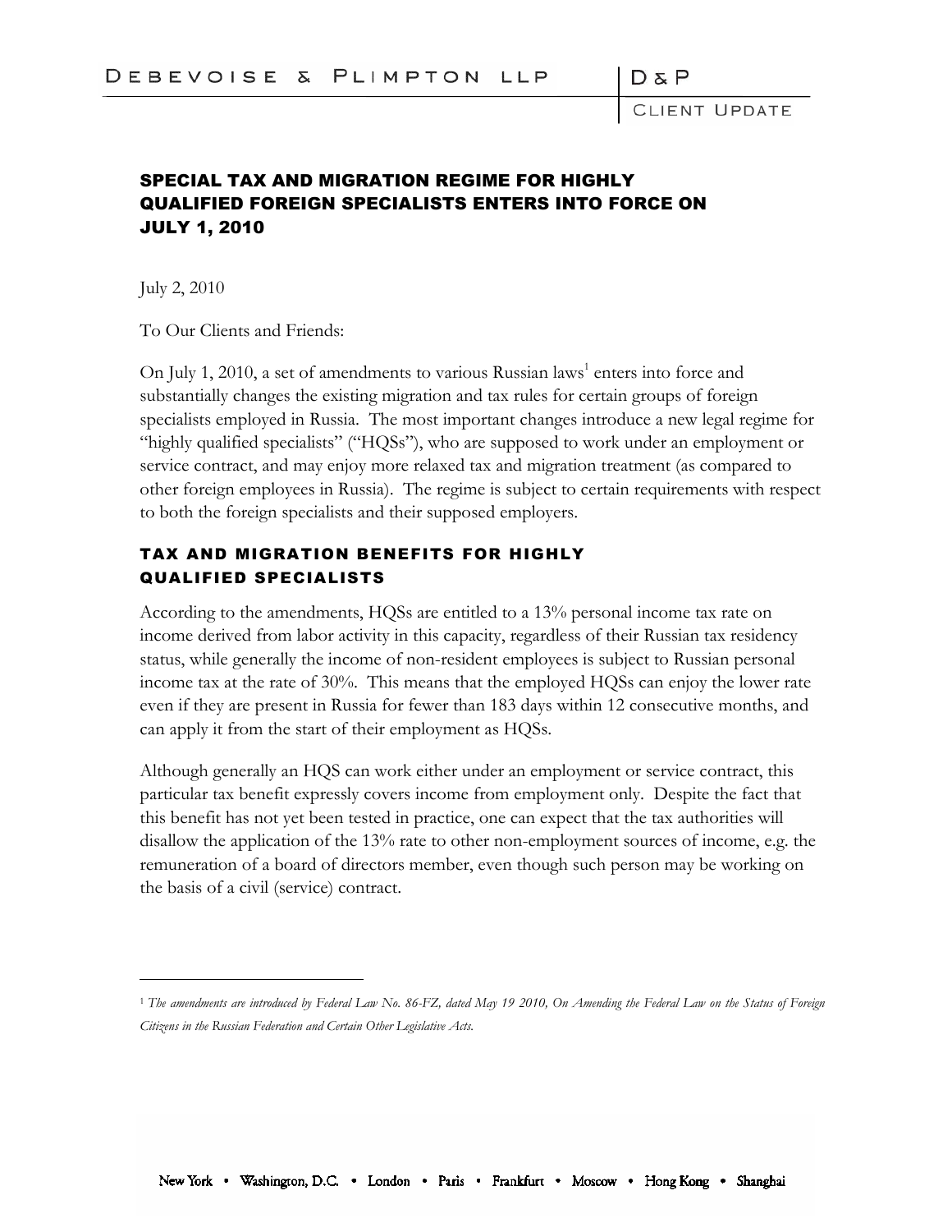# SPECIAL TAX AND MIGRATION REGIME FOR HIGHLY QUALIFIED FOREIGN SPECIALISTS ENTERS INTO FORCE ON JULY 1, 2010

July 2, 2010

To Our Clients and Friends:

On July 1, 2010, a set of amendments to various Russian laws[1] enters into force and substantially changes the existing migration and tax rules for certain groups of foreign specialists employed in Russia. The most important changes introduce a new legal regime for "highly qualified specialists" ("HQSs"), who are supposed to work under an employment or service contract, and may enjoy more relaxed tax and migration treatment (as compared to other foreign employees in Russia). The regime is subject to certain requirements with respect to both the foreign specialists and their supposed employers.

## TAX AND MIGRATION BENEFITS FOR HIGHLY QUALIFIED SPECIALISTS

According to the amendments, HQSs are entitled to a 13% personal income tax rate on income derived from labor activity in this capacity, regardless of their Russian tax residency status, while generally the income of non-resident employees is subject to Russian personal income tax at the rate of 30%. This means that the employed HQSs can enjoy the lower rate even if they are present in Russia for fewer than 183 days within 12 consecutive months, and can apply it from the start of their employment as HQSs.

Although generally an HQS can work either under an employment or service contract, this particular tax benefit expressly covers income from employment only. Despite the fact that this benefit has not yet been tested in practice, one can expect that the tax authorities will disallow the application of the 13% rate to other non-employment sources of income, e.g. the remuneration of a board of directors member, even though such person may be working on the basis of a civil (service) contract.

---

[1] *The amendments are introduced by Federal Law No. 86-FZ, dated May 19 2010, On Amending the Federal Law on the Status of Foreign Citizens in the Russian Federation and Certain Other Legislative Acts.*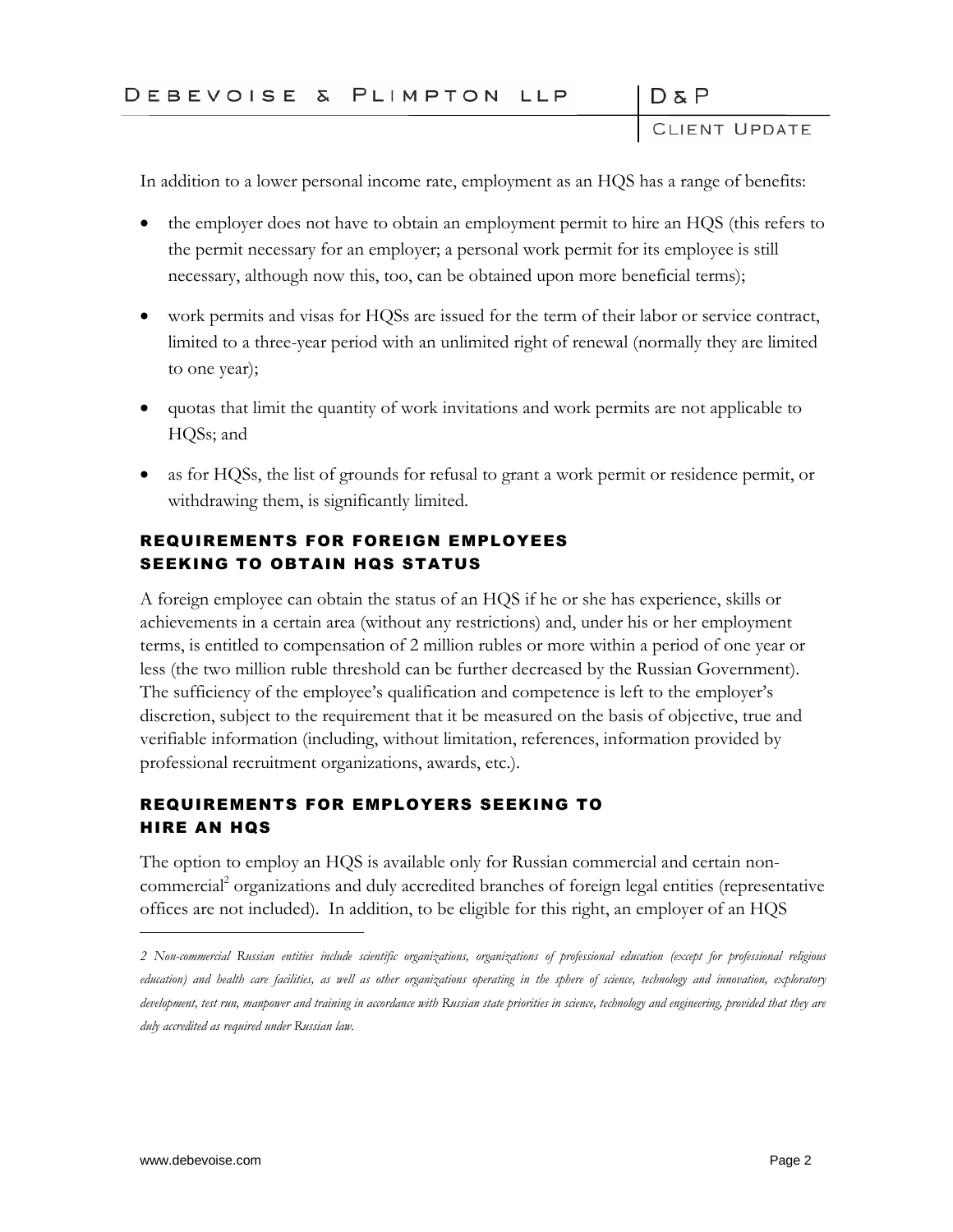In addition to a lower personal income rate, employment as an HQS has a range of benefits:

- the employer does not have to obtain an employment permit to hire an HQS (this refers to the permit necessary for an employer; a personal work permit for its employee is still necessary, although now this, too, can be obtained upon more beneficial terms);
- work permits and visas for HQSs are issued for the term of their labor or service contract, limited to a three-year period with an unlimited right of renewal (normally they are limited to one year);
- quotas that limit the quantity of work invitations and work permits are not applicable to HQSs; and
- as for HQSs, the list of grounds for refusal to grant a work permit or residence permit, or withdrawing them, is significantly limited.

## REQUIREMENTS FOR FOREIGN EMPLOYEES SEEKING TO OBTAIN HQS STATUS

A foreign employee can obtain the status of an HQS if he or she has experience, skills or achievements in a certain area (without any restrictions) and, under his or her employment terms, is entitled to compensation of 2 million rubles or more within a period of one year or less (the two million ruble threshold can be further decreased by the Russian Government). The sufficiency of the employee's qualification and competence is left to the employer's discretion, subject to the requirement that it be measured on the basis of objective, true and verifiable information (including, without limitation, references, information provided by professional recruitment organizations, awards, etc.).

## REQUIREMENTS FOR EMPLOYERS SEEKING TO HIRE AN HQS

The option to employ an HQS is available only for Russian commercial and certain non-commercial[2] organizations and duly accredited branches of foreign legal entities (representative offices are not included). In addition, to be eligible for this right, an employer of an HQS

---

*2 Non-commercial Russian entities include scientific organizations, organizations of professional education (except for professional religious education) and health care facilities, as well as other organizations operating in the sphere of science, technology and innovation, exploratory development, test run, manpower and training in accordance with Russian state priorities in science, technology and engineering, provided that they are duly accredited as required under Russian law.*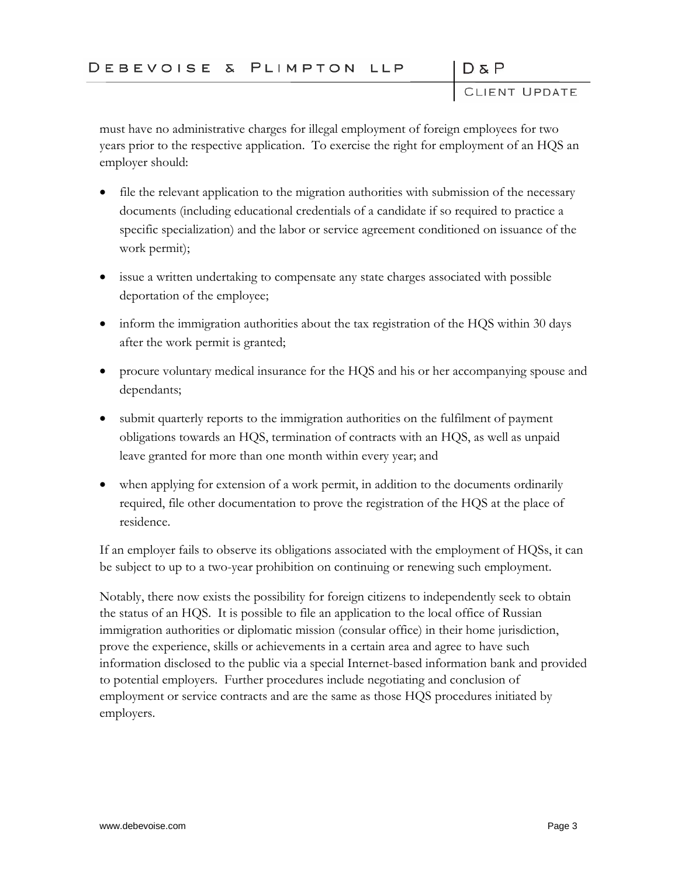must have no administrative charges for illegal employment of foreign employees for two years prior to the respective application. To exercise the right for employment of an HQS an employer should:

- file the relevant application to the migration authorities with submission of the necessary documents (including educational credentials of a candidate if so required to practice a specific specialization) and the labor or service agreement conditioned on issuance of the work permit);
- issue a written undertaking to compensate any state charges associated with possible deportation of the employee;
- inform the immigration authorities about the tax registration of the HQS within 30 days after the work permit is granted;
- procure voluntary medical insurance for the HQS and his or her accompanying spouse and dependants;
- submit quarterly reports to the immigration authorities on the fulfilment of payment obligations towards an HQS, termination of contracts with an HQS, as well as unpaid leave granted for more than one month within every year; and
- when applying for extension of a work permit, in addition to the documents ordinarily required, file other documentation to prove the registration of the HQS at the place of residence.

If an employer fails to observe its obligations associated with the employment of HQSs, it can be subject to up to a two-year prohibition on continuing or renewing such employment.

Notably, there now exists the possibility for foreign citizens to independently seek to obtain the status of an HQS. It is possible to file an application to the local office of Russian immigration authorities or diplomatic mission (consular office) in their home jurisdiction, prove the experience, skills or achievements in a certain area and agree to have such information disclosed to the public via a special Internet-based information bank and provided to potential employers. Further procedures include negotiating and conclusion of employment or service contracts and are the same as those HQS procedures initiated by employers.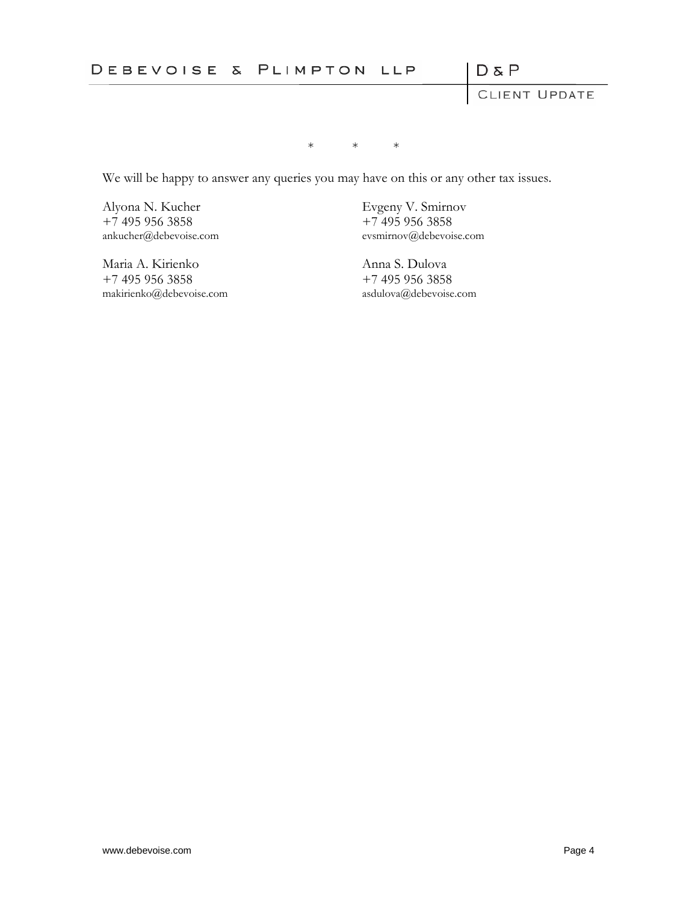\*   \*   \*

We will be happy to answer any queries you may have on this or any other tax issues.

Alyona N. Kucher
+7 495 956 3858
ankucher@debevoise.com

Evgeny V. Smirnov
+7 495 956 3858
evsmirnov@debevoise.com

Maria A. Kirienko
+7 495 956 3858
makirienko@debevoise.com

Anna S. Dulova
+7 495 956 3858
asdulova@debevoise.com